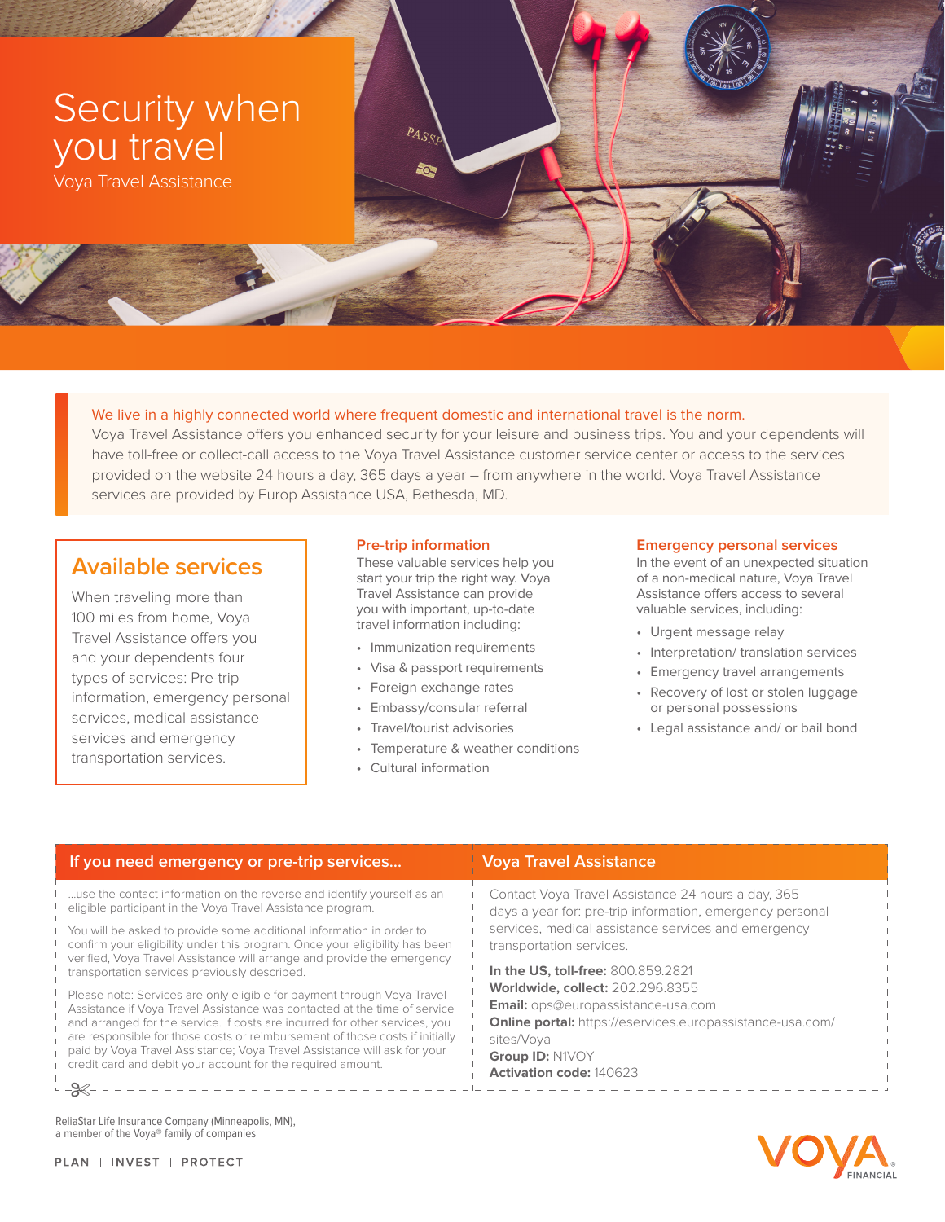# Security when you travel

Voya Travel Assistance

We live in a highly connected world where frequent domestic and international travel is the norm.
Voya Travel Assistance offers you enhanced security for your leisure and business trips. You and your dependents will have toll-free or collect-call access to the Voya Travel Assistance customer service center or access to the services provided on the website 24 hours a day, 365 days a year – from anywhere in the world. Voya Travel Assistance services are provided by Europ Assistance USA, Bethesda, MD.

## Available services

When traveling more than 100 miles from home, Voya Travel Assistance offers you and your dependents four types of services: Pre-trip information, emergency personal services, medical assistance services and emergency transportation services.

### Pre-trip information

These valuable services help you start your trip the right way. Voya Travel Assistance can provide you with important, up-to-date travel information including:

- Immunization requirements
- Visa & passport requirements
- Foreign exchange rates
- Embassy/consular referral
- Travel/tourist advisories
- Temperature & weather conditions
- Cultural information

### Emergency personal services

In the event of an unexpected situation of a non-medical nature, Voya Travel Assistance offers access to several valuable services, including:

- Urgent message relay
- Interpretation/ translation services
- Emergency travel arrangements
- Recovery of lost or stolen luggage or personal possessions
- Legal assistance and/ or bail bond

## If you need emergency or pre-trip services...

...use the contact information on the reverse and identify yourself as an eligible participant in the Voya Travel Assistance program.

You will be asked to provide some additional information in order to confirm your eligibility under this program. Once your eligibility has been verified, Voya Travel Assistance will arrange and provide the emergency transportation services previously described.

Please note: Services are only eligible for payment through Voya Travel Assistance if Voya Travel Assistance was contacted at the time of service and arranged for the service. If costs are incurred for other services, you are responsible for those costs or reimbursement of those costs if initially paid by Voya Travel Assistance; Voya Travel Assistance will ask for your credit card and debit your account for the required amount.

## Voya Travel Assistance

Contact Voya Travel Assistance 24 hours a day, 365 days a year for: pre-trip information, emergency personal services, medical assistance services and emergency transportation services.

**In the US, toll-free:** 800.859.2821
**Worldwide, collect:** 202.296.8355
**Email:** ops@europassistance-usa.com
**Online portal:** https://eservices.europassistance-usa.com/sites/Voya
**Group ID:** N1VOY
**Activation code:** 140623

ReliaStar Life Insurance Company (Minneapolis, MN), a member of the Voya® family of companies

PLAN | INVEST | PROTECT

VOYA FINANCIAL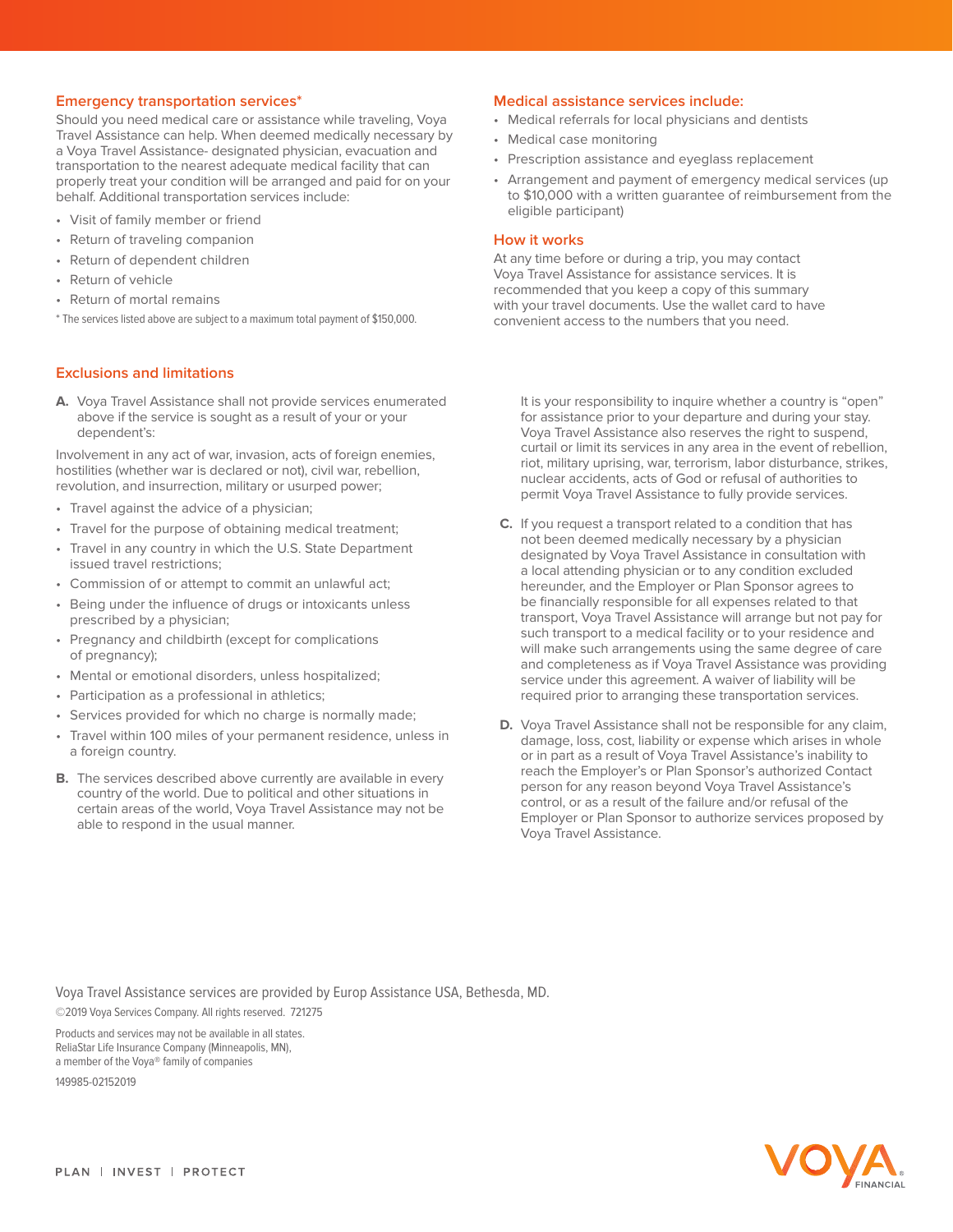## Emergency transportation services*

Should you need medical care or assistance while traveling, Voya Travel Assistance can help. When deemed medically necessary by a Voya Travel Assistance- designated physician, evacuation and transportation to the nearest adequate medical facility that can properly treat your condition will be arranged and paid for on your behalf. Additional transportation services include:

- Visit of family member or friend
- Return of traveling companion
- Return of dependent children
- Return of vehicle
- Return of mortal remains

* The services listed above are subject to a maximum total payment of $150,000.

## Medical assistance services include:

- Medical referrals for local physicians and dentists
- Medical case monitoring
- Prescription assistance and eyeglass replacement
- Arrangement and payment of emergency medical services (up to $10,000 with a written guarantee of reimbursement from the eligible participant)

## How it works

At any time before or during a trip, you may contact Voya Travel Assistance for assistance services. It is recommended that you keep a copy of this summary with your travel documents. Use the wallet card to have convenient access to the numbers that you need.

## Exclusions and limitations

**A.** Voya Travel Assistance shall not provide services enumerated above if the service is sought as a result of your or your dependent's:

Involvement in any act of war, invasion, acts of foreign enemies, hostilities (whether war is declared or not), civil war, rebellion, revolution, and insurrection, military or usurped power;

- Travel against the advice of a physician;
- Travel for the purpose of obtaining medical treatment;
- Travel in any country in which the U.S. State Department issued travel restrictions;
- Commission of or attempt to commit an unlawful act;
- Being under the influence of drugs or intoxicants unless prescribed by a physician;
- Pregnancy and childbirth (except for complications of pregnancy);
- Mental or emotional disorders, unless hospitalized;
- Participation as a professional in athletics;
- Services provided for which no charge is normally made;
- Travel within 100 miles of your permanent residence, unless in a foreign country.

**B.** The services described above currently are available in every country of the world. Due to political and other situations in certain areas of the world, Voya Travel Assistance may not be able to respond in the usual manner.

It is your responsibility to inquire whether a country is "open" for assistance prior to your departure and during your stay. Voya Travel Assistance also reserves the right to suspend, curtail or limit its services in any area in the event of rebellion, riot, military uprising, war, terrorism, labor disturbance, strikes, nuclear accidents, acts of God or refusal of authorities to permit Voya Travel Assistance to fully provide services.

**C.** If you request a transport related to a condition that has not been deemed medically necessary by a physician designated by Voya Travel Assistance in consultation with a local attending physician or to any condition excluded hereunder, and the Employer or Plan Sponsor agrees to be financially responsible for all expenses related to that transport, Voya Travel Assistance will arrange but not pay for such transport to a medical facility or to your residence and will make such arrangements using the same degree of care and completeness as if Voya Travel Assistance was providing service under this agreement. A waiver of liability will be required prior to arranging these transportation services.

**D.** Voya Travel Assistance shall not be responsible for any claim, damage, loss, cost, liability or expense which arises in whole or in part as a result of Voya Travel Assistance's inability to reach the Employer's or Plan Sponsor's authorized Contact person for any reason beyond Voya Travel Assistance's control, or as a result of the failure and/or refusal of the Employer or Plan Sponsor to authorize services proposed by Voya Travel Assistance.

Voya Travel Assistance services are provided by Europ Assistance USA, Bethesda, MD.

©2019 Voya Services Company. All rights reserved. 721275

Products and services may not be available in all states.
ReliaStar Life Insurance Company (Minneapolis, MN),
a member of the Voya® family of companies

149985-02152019

PLAN | INVEST | PROTECT

VOYA FINANCIAL